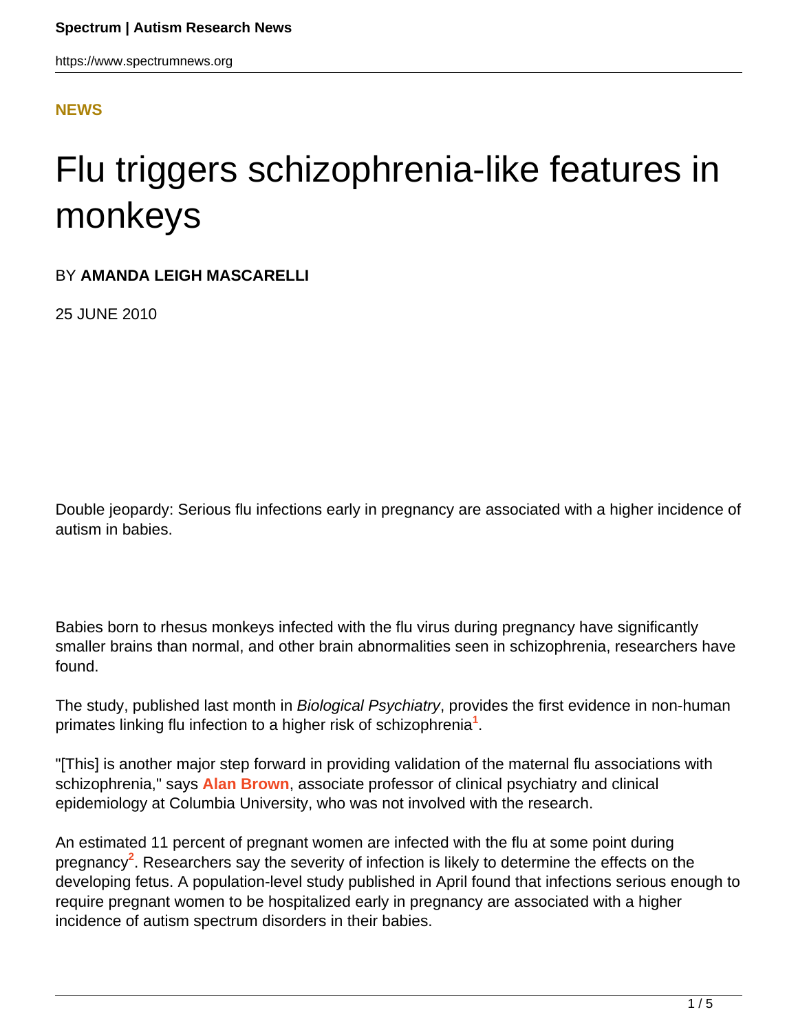**NEWS**

# Flu triggers schizophrenia-like features in monkeys

BY **AMANDA LEIGH MASCARELLI**

25 JUNE 2010

Double jeopardy: Serious flu infections early in pregnancy are associated with a higher incidence of autism in babies.

Babies born to rhesus monkeys infected with the flu virus during pregnancy have significantly smaller brains than normal, and other brain abnormalities seen in schizophrenia, researchers have found.

The study, published last month in *Biological Psychiatry*, provides the first evidence in non-human primates linking flu infection to a higher risk of schizophrenia[1].

"[This] is another major step forward in providing validation of the maternal flu associations with schizophrenia," says **Alan Brown**, associate professor of clinical psychiatry and clinical epidemiology at Columbia University, who was not involved with the research.

An estimated 11 percent of pregnant women are infected with the flu at some point during pregnancy[2]. Researchers say the severity of infection is likely to determine the effects on the developing fetus. A population-level study published in April found that infections serious enough to require pregnant women to be hospitalized early in pregnancy are associated with a higher incidence of autism spectrum disorders in their babies.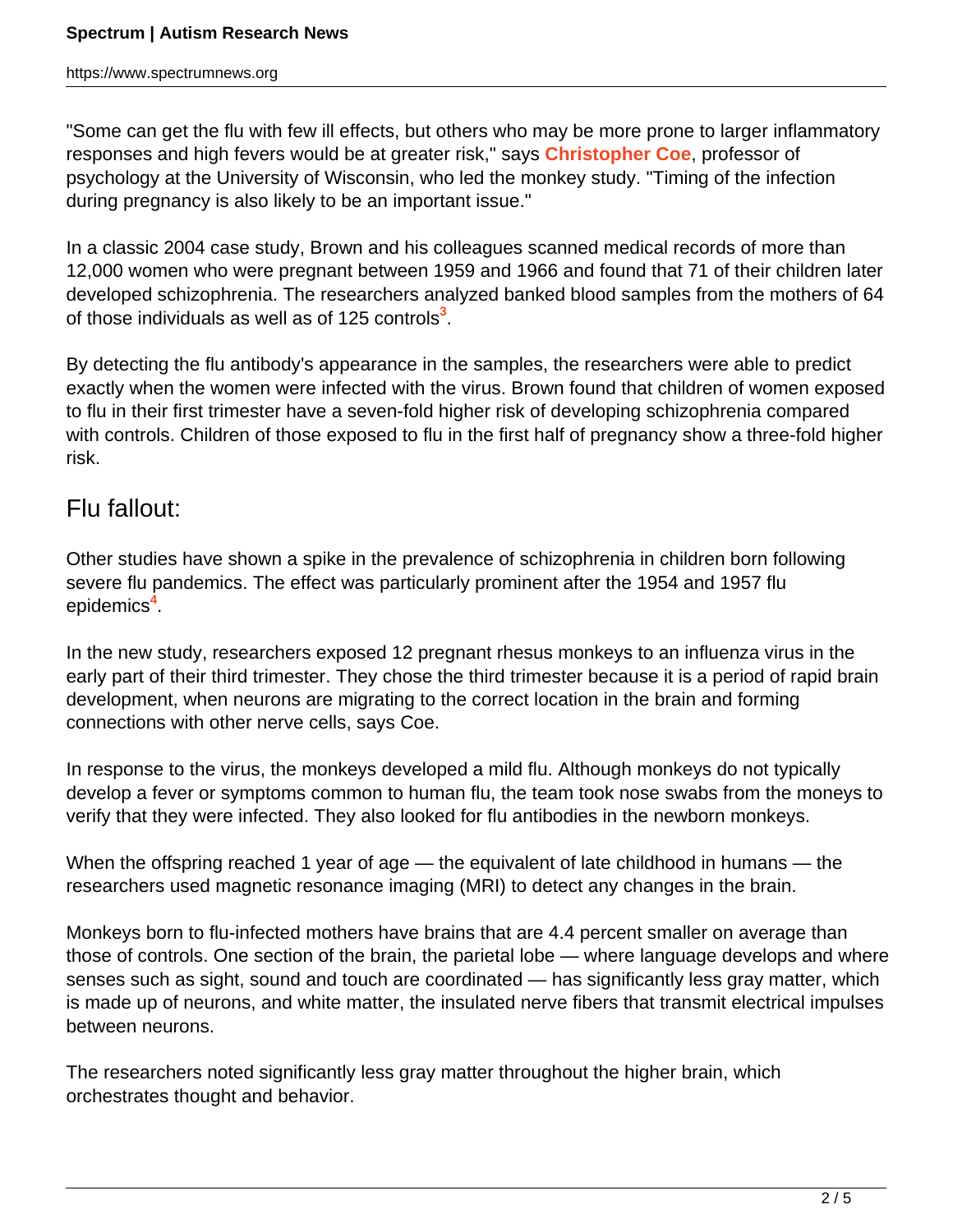"Some can get the flu with few ill effects, but others who may be more prone to larger inflammatory responses and high fevers would be at greater risk," says **Christopher Coe**, professor of psychology at the University of Wisconsin, who led the monkey study. "Timing of the infection during pregnancy is also likely to be an important issue."

In a classic 2004 case study, Brown and his colleagues scanned medical records of more than 12,000 women who were pregnant between 1959 and 1966 and found that 71 of their children later developed schizophrenia. The researchers analyzed banked blood samples from the mothers of 64 of those individuals as well as of 125 controls[3].

By detecting the flu antibody's appearance in the samples, the researchers were able to predict exactly when the women were infected with the virus. Brown found that children of women exposed to flu in their first trimester have a seven-fold higher risk of developing schizophrenia compared with controls. Children of those exposed to flu in the first half of pregnancy show a three-fold higher risk.

## Flu fallout:

Other studies have shown a spike in the prevalence of schizophrenia in children born following severe flu pandemics. The effect was particularly prominent after the 1954 and 1957 flu epidemics[4].

In the new study, researchers exposed 12 pregnant rhesus monkeys to an influenza virus in the early part of their third trimester. They chose the third trimester because it is a period of rapid brain development, when neurons are migrating to the correct location in the brain and forming connections with other nerve cells, says Coe.

In response to the virus, the monkeys developed a mild flu. Although monkeys do not typically develop a fever or symptoms common to human flu, the team took nose swabs from the moneys to verify that they were infected. They also looked for flu antibodies in the newborn monkeys.

When the offspring reached 1 year of age — the equivalent of late childhood in humans — the researchers used magnetic resonance imaging (MRI) to detect any changes in the brain.

Monkeys born to flu-infected mothers have brains that are 4.4 percent smaller on average than those of controls. One section of the brain, the parietal lobe — where language develops and where senses such as sight, sound and touch are coordinated — has significantly less gray matter, which is made up of neurons, and white matter, the insulated nerve fibers that transmit electrical impulses between neurons.

The researchers noted significantly less gray matter throughout the higher brain, which orchestrates thought and behavior.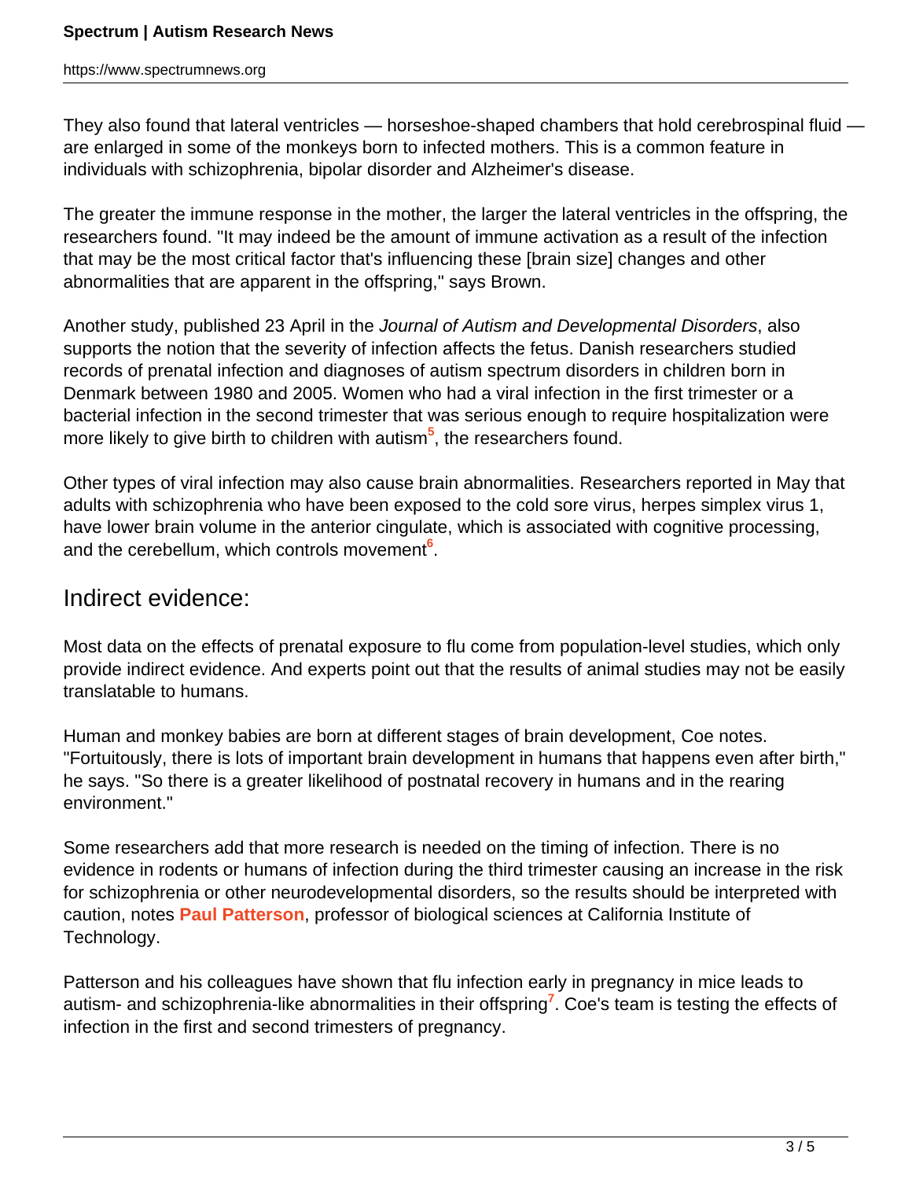They also found that lateral ventricles — horseshoe-shaped chambers that hold cerebrospinal fluid — are enlarged in some of the monkeys born to infected mothers. This is a common feature in individuals with schizophrenia, bipolar disorder and Alzheimer's disease.

The greater the immune response in the mother, the larger the lateral ventricles in the offspring, the researchers found. "It may indeed be the amount of immune activation as a result of the infection that may be the most critical factor that's influencing these [brain size] changes and other abnormalities that are apparent in the offspring," says Brown.

Another study, published 23 April in the *Journal of Autism and Developmental Disorders*, also supports the notion that the severity of infection affects the fetus. Danish researchers studied records of prenatal infection and diagnoses of autism spectrum disorders in children born in Denmark between 1980 and 2005. Women who had a viral infection in the first trimester or a bacterial infection in the second trimester that was serious enough to require hospitalization were more likely to give birth to children with autism[5], the researchers found.

Other types of viral infection may also cause brain abnormalities. Researchers reported in May that adults with schizophrenia who have been exposed to the cold sore virus, herpes simplex virus 1, have lower brain volume in the anterior cingulate, which is associated with cognitive processing, and the cerebellum, which controls movement[6].

## Indirect evidence:

Most data on the effects of prenatal exposure to flu come from population-level studies, which only provide indirect evidence. And experts point out that the results of animal studies may not be easily translatable to humans.

Human and monkey babies are born at different stages of brain development, Coe notes. "Fortuitously, there is lots of important brain development in humans that happens even after birth," he says. "So there is a greater likelihood of postnatal recovery in humans and in the rearing environment."

Some researchers add that more research is needed on the timing of infection. There is no evidence in rodents or humans of infection during the third trimester causing an increase in the risk for schizophrenia or other neurodevelopmental disorders, so the results should be interpreted with caution, notes **Paul Patterson**, professor of biological sciences at California Institute of Technology.

Patterson and his colleagues have shown that flu infection early in pregnancy in mice leads to autism- and schizophrenia-like abnormalities in their offspring[7]. Coe's team is testing the effects of infection in the first and second trimesters of pregnancy.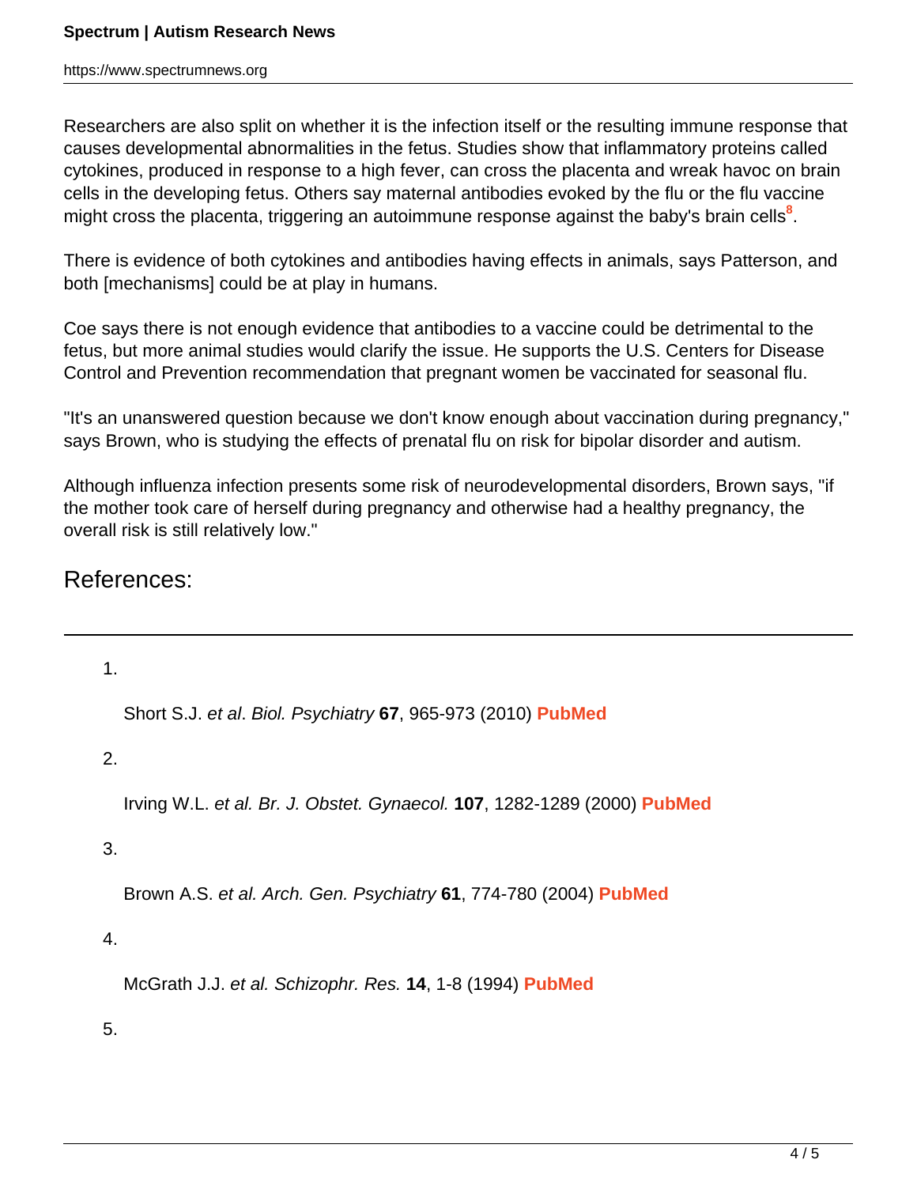Researchers are also split on whether it is the infection itself or the resulting immune response that causes developmental abnormalities in the fetus. Studies show that inflammatory proteins called cytokines, produced in response to a high fever, can cross the placenta and wreak havoc on brain cells in the developing fetus. Others say maternal antibodies evoked by the flu or the flu vaccine might cross the placenta, triggering an autoimmune response against the baby's brain cells[8].

There is evidence of both cytokines and antibodies having effects in animals, says Patterson, and both [mechanisms] could be at play in humans.

Coe says there is not enough evidence that antibodies to a vaccine could be detrimental to the fetus, but more animal studies would clarify the issue. He supports the U.S. Centers for Disease Control and Prevention recommendation that pregnant women be vaccinated for seasonal flu.

"It's an unanswered question because we don't know enough about vaccination during pregnancy," says Brown, who is studying the effects of prenatal flu on risk for bipolar disorder and autism.

Although influenza infection presents some risk of neurodevelopmental disorders, Brown says, "if the mother took care of herself during pregnancy and otherwise had a healthy pregnancy, the overall risk is still relatively low."

## References:

1. Short S.J. *et al*. *Biol. Psychiatry* **67**, 965-973 (2010) **PubMed**

2. Irving W.L. *et al. Br. J. Obstet. Gynaecol.* **107**, 1282-1289 (2000) **PubMed**

3. Brown A.S. *et al. Arch. Gen. Psychiatry* **61**, 774-780 (2004) **PubMed**

4. McGrath J.J. *et al. Schizophr. Res.* **14**, 1-8 (1994) **PubMed**

5.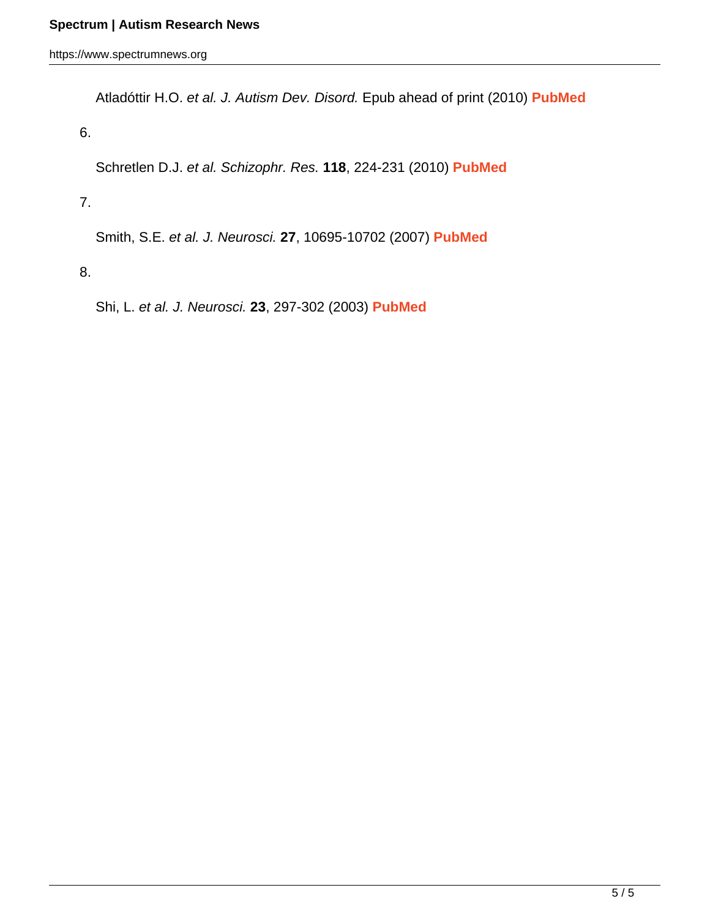Atladóttir H.O. *et al. J. Autism Dev. Disord.* Epub ahead of print (2010) **PubMed**

6. Schretlen D.J. *et al. Schizophr. Res.* **118**, 224-231 (2010) **PubMed**

7. Smith, S.E. *et al. J. Neurosci.* **27**, 10695-10702 (2007) **PubMed**

8. Shi, L. *et al. J. Neurosci.* **23**, 297-302 (2003) **PubMed**